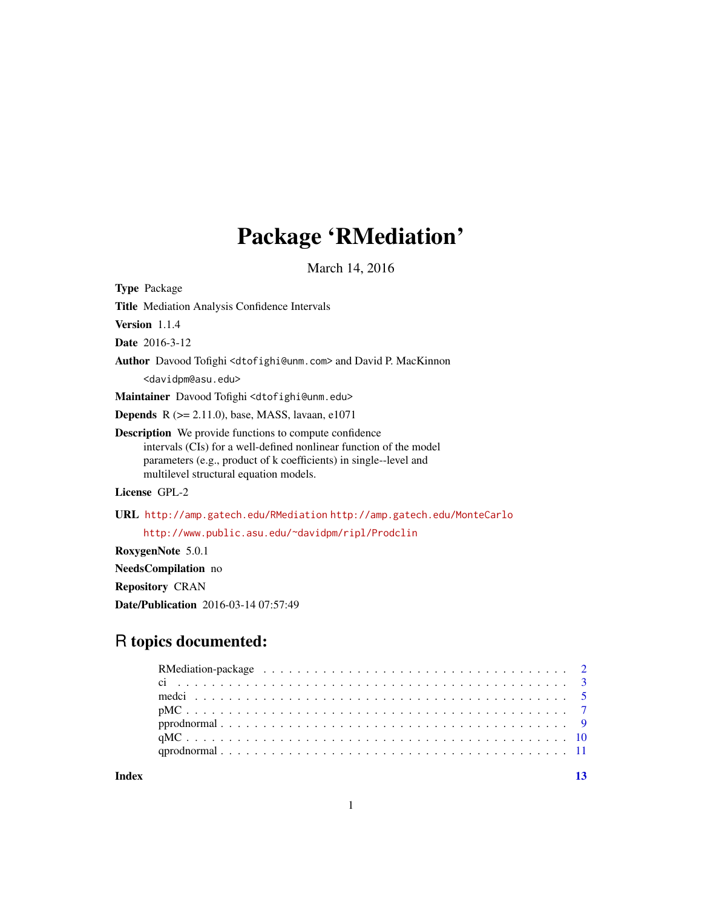# Package 'RMediation'

March 14, 2016

**Type** Package

**Title** Mediation Analysis Confidence Intervals

**Version** 1.1.4

**Date** 2016-3-12

**Author** Davood Tofighi <dtofighi@unm.com> and David P. MacKinnon <davidpm@asu.edu>

**Maintainer** Davood Tofighi <dtofighi@unm.edu>

**Depends** R (>= 2.11.0), base, MASS, lavaan, e1071

**Description** We provide functions to compute confidence intervals (CIs) for a well-defined nonlinear function of the model parameters (e.g., product of k coefficients) in single--level and multilevel structural equation models.

**License** GPL-2

**URL** http://amp.gatech.edu/RMediation http://amp.gatech.edu/MonteCarlo http://www.public.asu.edu/~davidpm/ripl/Prodclin

**RoxygenNote** 5.0.1

**NeedsCompilation** no

**Repository** CRAN

**Date/Publication** 2016-03-14 07:57:49

## R topics documented:

| | |
|---|---|
| RMediation-package | 2 |
| ci | 3 |
| medci | 5 |
| pMC | 7 |
| pprodnormal | 9 |
| qMC | 10 |
| qprodnormal | 11 |
| **Index** | **13** |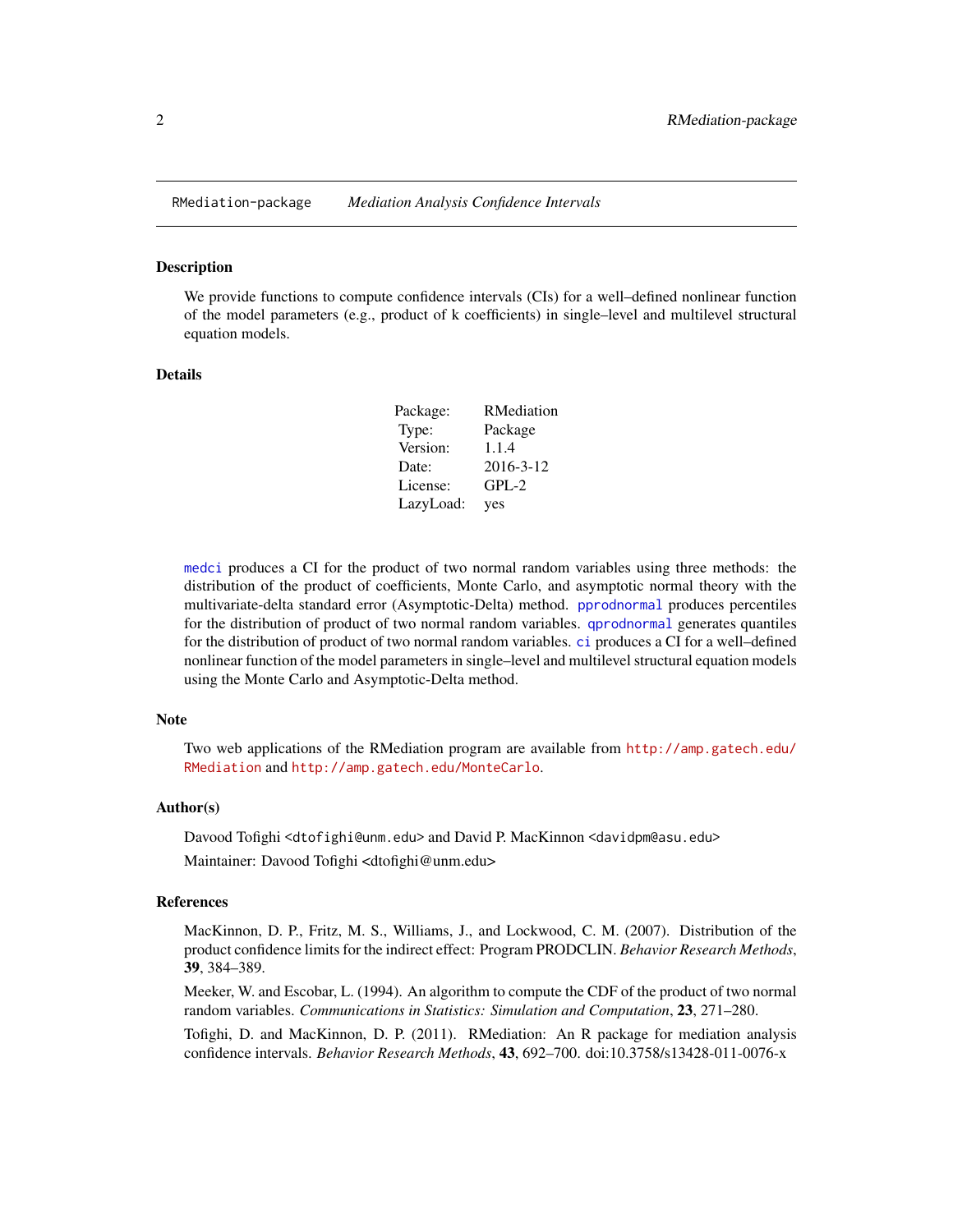RMediation-package    *Mediation Analysis Confidence Intervals*

## Description

We provide functions to compute confidence intervals (CIs) for a well–defined nonlinear function of the model parameters (e.g., product of k coefficients) in single–level and multilevel structural equation models.

## Details

| | |
|---|---|
| Package: | RMediation |
| Type: | Package |
| Version: | 1.1.4 |
| Date: | 2016-3-12 |
| License: | GPL-2 |
| LazyLoad: | yes |

`medci` produces a CI for the product of two normal random variables using three methods: the distribution of the product of coefficients, Monte Carlo, and asymptotic normal theory with the multivariate-delta standard error (Asymptotic-Delta) method. `pprodnormal` produces percentiles for the distribution of product of two normal random variables. `qprodnormal` generates quantiles for the distribution of product of two normal random variables. `ci` produces a CI for a well–defined nonlinear function of the model parameters in single–level and multilevel structural equation models using the Monte Carlo and Asymptotic-Delta method.

## Note

Two web applications of the RMediation program are available from http://amp.gatech.edu/RMediation and http://amp.gatech.edu/MonteCarlo.

## Author(s)

Davood Tofighi <dtofighi@unm.edu> and David P. MacKinnon <davidpm@asu.edu>

Maintainer: Davood Tofighi <dtofighi@unm.edu>

## References

MacKinnon, D. P., Fritz, M. S., Williams, J., and Lockwood, C. M. (2007). Distribution of the product confidence limits for the indirect effect: Program PRODCLIN. *Behavior Research Methods*, **39**, 384–389.

Meeker, W. and Escobar, L. (1994). An algorithm to compute the CDF of the product of two normal random variables. *Communications in Statistics: Simulation and Computation*, **23**, 271–280.

Tofighi, D. and MacKinnon, D. P. (2011). RMediation: An R package for mediation analysis confidence intervals. *Behavior Research Methods*, **43**, 692–700. doi:10.3758/s13428-011-0076-x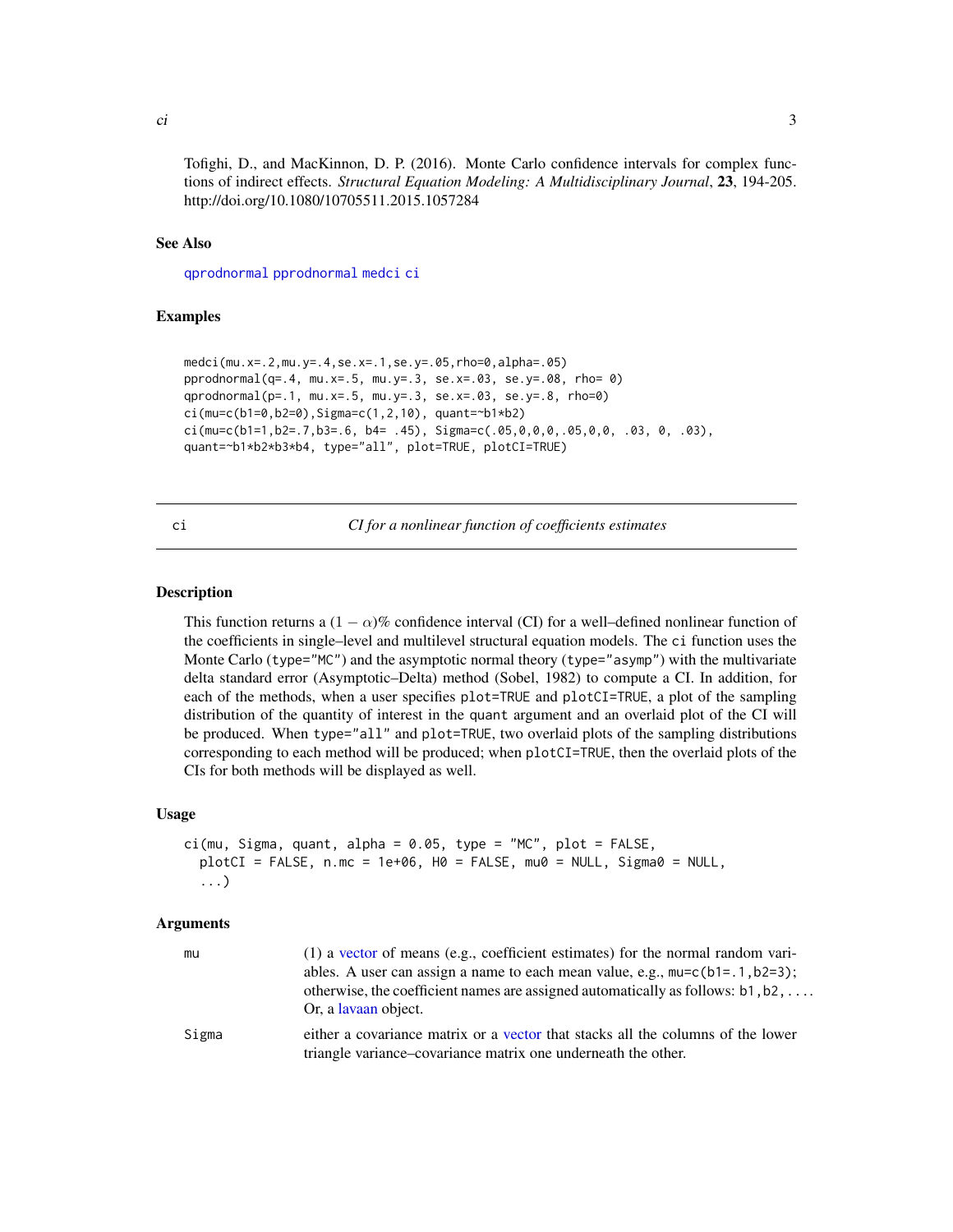Tofighi, D., and MacKinnon, D. P. (2016). Monte Carlo confidence intervals for complex functions of indirect effects. *Structural Equation Modeling: A Multidisciplinary Journal*, **23**, 194-205. http://doi.org/10.1080/10705511.2015.1057284

### See Also

qprodnormal pprodnormal medci ci

### Examples

```
medci(mu.x=.2,mu.y=.4,se.x=.1,se.y=.05,rho=0,alpha=.05)
pprodnormal(q=.4, mu.x=.5, mu.y=.3, se.x=.03, se.y=.08, rho= 0)
qprodnormal(p=.1, mu.x=.5, mu.y=.3, se.x=.03, se.y=.8, rho=0)
ci(mu=c(b1=0,b2=0),Sigma=c(1,2,10), quant=~b1*b2)
ci(mu=c(b1=1,b2=.7,b3=.6, b4= .45), Sigma=c(.05,0,0,0,.05,0,0, .03, 0, .03),
quant=~b1*b2*b3*b4, type="all", plot=TRUE, plotCI=TRUE)
```

---

## ci — *CI for a nonlinear function of coefficients estimates*

### Description

This function returns a $(1-\alpha)\%$ confidence interval (CI) for a well–defined nonlinear function of the coefficients in single–level and multilevel structural equation models. The `ci` function uses the Monte Carlo (`type="MC"`) and the asymptotic normal theory (`type="asymp"`) with the multivariate delta standard error (Asymptotic–Delta) method (Sobel, 1982) to compute a CI. In addition, for each of the methods, when a user specifies `plot=TRUE` and `plotCI=TRUE`, a plot of the sampling distribution of the quantity of interest in the `quant` argument and an overlaid plot of the CI will be produced. When `type="all"` and `plot=TRUE`, two overlaid plots of the sampling distributions corresponding to each method will be produced; when `plotCI=TRUE`, then the overlaid plots of the CIs for both methods will be displayed as well.

### Usage

```
ci(mu, Sigma, quant, alpha = 0.05, type = "MC", plot = FALSE,
  plotCI = FALSE, n.mc = 1e+06, H0 = FALSE, mu0 = NULL, Sigma0 = NULL,
  ...)
```

### Arguments

| | |
|---|---|
| `mu` | (1) a vector of means (e.g., coefficient estimates) for the normal random variables. A user can assign a name to each mean value, e.g., `mu=c(b1=.1,b2=3)`; otherwise, the coefficient names are assigned automatically as follows: `b1,b2,...`. Or, a lavaan object. |
| `Sigma` | either a covariance matrix or a vector that stacks all the columns of the lower triangle variance–covariance matrix one underneath the other. |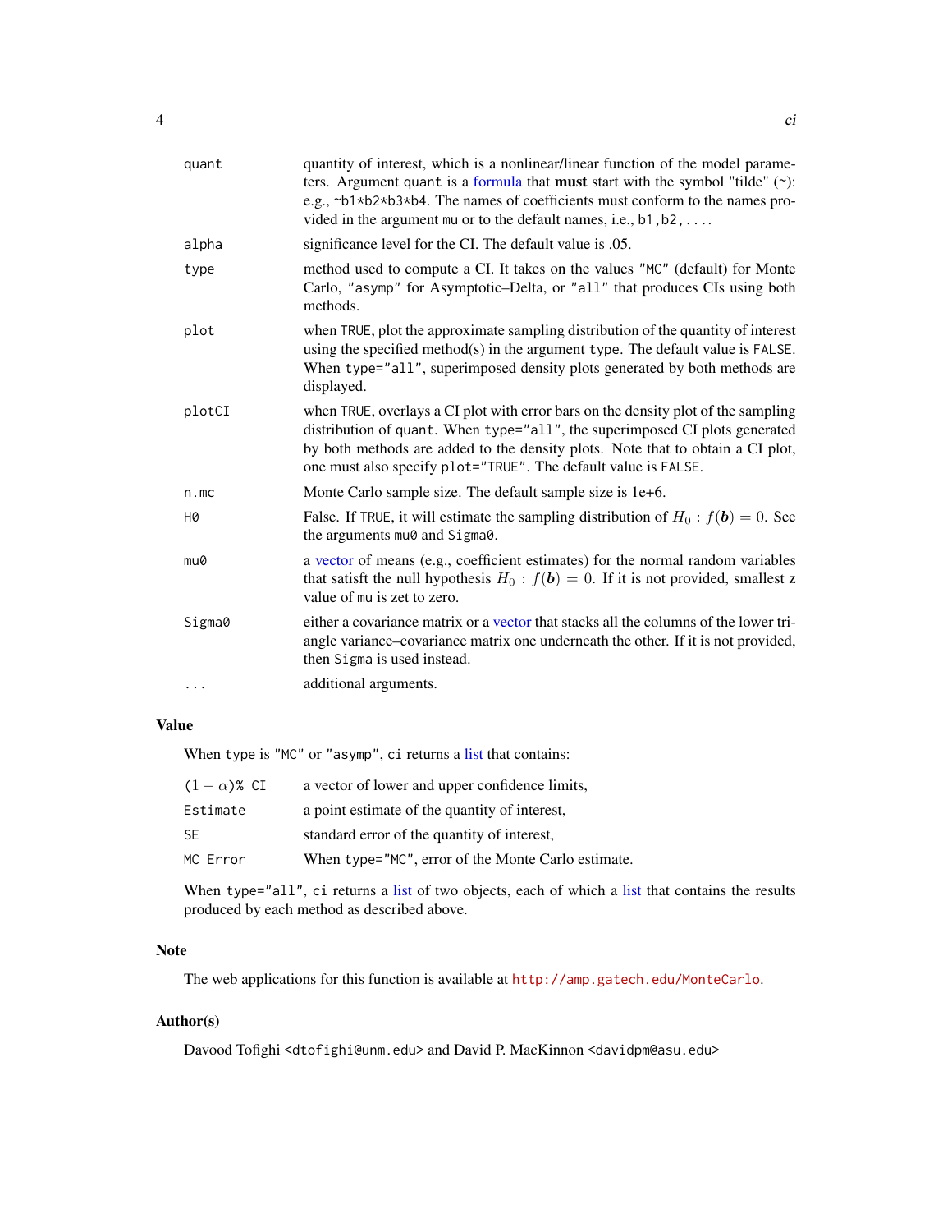| | |
|---|---|
| quant | quantity of interest, which is a nonlinear/linear function of the model parameters. Argument quant is a formula that **must** start with the symbol "tilde" (~): e.g., ~b1*b2*b3*b4. The names of coefficients must conform to the names provided in the argument mu or to the default names, i.e., b1,b2,.... |
| alpha | significance level for the CI. The default value is .05. |
| type | method used to compute a CI. It takes on the values "MC" (default) for Monte Carlo, "asymp" for Asymptotic–Delta, or "all" that produces CIs using both methods. |
| plot | when TRUE, plot the approximate sampling distribution of the quantity of interest using the specified method(s) in the argument type. The default value is FALSE. When type="all", superimposed density plots generated by both methods are displayed. |
| plotCI | when TRUE, overlays a CI plot with error bars on the density plot of the sampling distribution of quant. When type="all", the superimposed CI plots generated by both methods are added to the density plots. Note that to obtain a CI plot, one must also specify plot="TRUE". The default value is FALSE. |
| n.mc | Monte Carlo sample size. The default sample size is 1e+6. |
| H0 | False. If TRUE, it will estimate the sampling distribution of $H_0 : f(\boldsymbol{b}) = 0$. See the arguments mu0 and Sigma0. |
| mu0 | a vector of means (e.g., coefficient estimates) for the normal random variables that satisft the null hypothesis $H_0 : f(\boldsymbol{b}) = 0$. If it is not provided, smallest z value of mu is zet to zero. |
| Sigma0 | either a covariance matrix or a vector that stacks all the columns of the lower triangle variance–covariance matrix one underneath the other. If it is not provided, then Sigma is used instead. |
| ... | additional arguments. |

## Value

When type is "MC" or "asymp", ci returns a list that contains:

| | |
|---|---|
| $(1-\alpha)$% CI | a vector of lower and upper confidence limits, |
| Estimate | a point estimate of the quantity of interest, |
| SE | standard error of the quantity of interest, |
| MC Error | When type="MC", error of the Monte Carlo estimate. |

When type="all", ci returns a list of two objects, each of which a list that contains the results produced by each method as described above.

## Note

The web applications for this function is available at http://amp.gatech.edu/MonteCarlo.

## Author(s)

Davood Tofighi <dtofighi@unm.edu> and David P. MacKinnon <davidpm@asu.edu>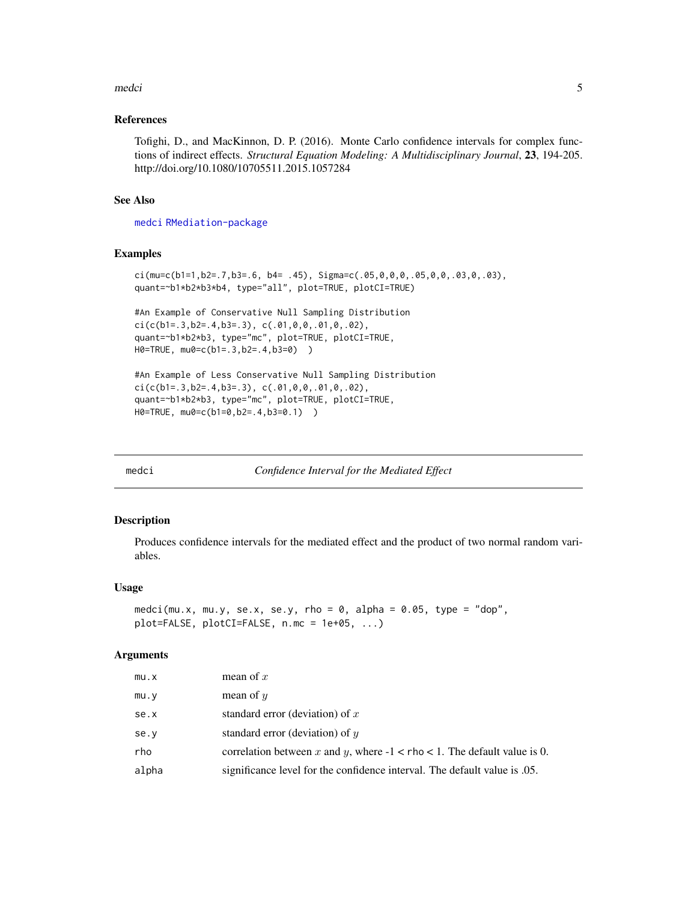### References

Tofighi, D., and MacKinnon, D. P. (2016). Monte Carlo confidence intervals for complex functions of indirect effects. *Structural Equation Modeling: A Multidisciplinary Journal*, **23**, 194-205. http://doi.org/10.1080/10705511.2015.1057284

### See Also

medci RMediation-package

### Examples

```
ci(mu=c(b1=1,b2=.7,b3=.6, b4= .45), Sigma=c(.05,0,0,0,.05,0,0,.03,0,.03),
quant=~b1*b2*b3*b4, type="all", plot=TRUE, plotCI=TRUE)

#An Example of Conservative Null Sampling Distribution
ci(c(b1=.3,b2=.4,b3=.3), c(.01,0,0,.01,0,.02),
quant=~b1*b2*b3, type="mc", plot=TRUE, plotCI=TRUE,
H0=TRUE, mu0=c(b1=.3,b2=.4,b3=0)  )

#An Example of Less Conservative Null Sampling Distribution
ci(c(b1=.3,b2=.4,b3=.3), c(.01,0,0,.01,0,.02),
quant=~b1*b2*b3, type="mc", plot=TRUE, plotCI=TRUE,
H0=TRUE, mu0=c(b1=0,b2=.4,b3=0.1)  )
```

---

## medci — *Confidence Interval for the Mediated Effect*

### Description

Produces confidence intervals for the mediated effect and the product of two normal random variables.

### Usage

```
medci(mu.x, mu.y, se.x, se.y, rho = 0, alpha = 0.05, type = "dop",
plot=FALSE, plotCI=FALSE, n.mc = 1e+05, ...)
```

### Arguments

| | |
|---|---|
| mu.x | mean of $x$ |
| mu.y | mean of $y$ |
| se.x | standard error (deviation) of $x$ |
| se.y | standard error (deviation) of $y$ |
| rho | correlation between $x$ and $y$, where -1 < rho < 1. The default value is 0. |
| alpha | significance level for the confidence interval. The default value is .05. |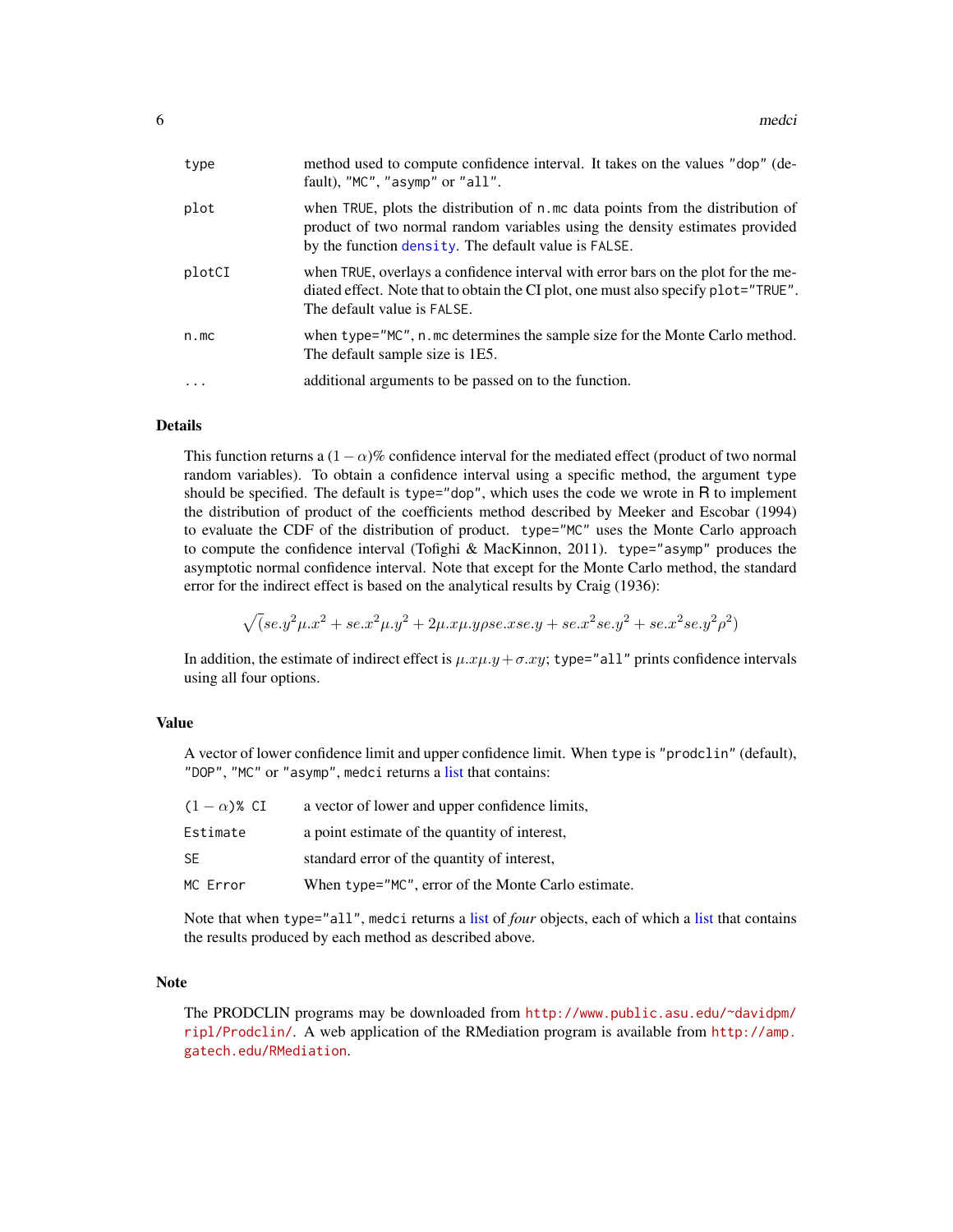| | |
|---|---|
| type | method used to compute confidence interval. It takes on the values "dop" (default), "MC", "asymp" or "all". |
| plot | when TRUE, plots the distribution of n.mc data points from the distribution of product of two normal random variables using the density estimates provided by the function density. The default value is FALSE. |
| plotCI | when TRUE, overlays a confidence interval with error bars on the plot for the mediated effect. Note that to obtain the CI plot, one must also specify plot="TRUE". The default value is FALSE. |
| n.mc | when type="MC", n.mc determines the sample size for the Monte Carlo method. The default sample size is 1E5. |
| ... | additional arguments to be passed on to the function. |

## Details

This function returns a $(1-\alpha)\%$ confidence interval for the mediated effect (product of two normal random variables). To obtain a confidence interval using a specific method, the argument type should be specified. The default is type="dop", which uses the code we wrote in R to implement the distribution of product of the coefficients method described by Meeker and Escobar (1994) to evaluate the CDF of the distribution of product. type="MC" uses the Monte Carlo approach to compute the confidence interval (Tofighi & MacKinnon, 2011). type="asymp" produces the asymptotic normal confidence interval. Note that except for the Monte Carlo method, the standard error for the indirect effect is based on the analytical results by Craig (1936):

$$\sqrt{(se.y^2\mu.x^2 + se.x^2\mu.y^2 + 2\mu.x\mu.y\rho se.xse.y + se.x^2se.y^2 + se.x^2se.y^2\rho^2)}$$

In addition, the estimate of indirect effect is $\mu.x\mu.y + \sigma.xy$; type="all" prints confidence intervals using all four options.

## Value

A vector of lower confidence limit and upper confidence limit. When type is "prodclin" (default), "DOP", "MC" or "asymp", medci returns a list that contains:

| | |
|---|---|
| $(1-\alpha)$% CI | a vector of lower and upper confidence limits, |
| Estimate | a point estimate of the quantity of interest, |
| SE | standard error of the quantity of interest, |
| MC Error | When type="MC", error of the Monte Carlo estimate. |

Note that when type="all", medci returns a list of *four* objects, each of which a list that contains the results produced by each method as described above.

## Note

The PRODCLIN programs may be downloaded from http://www.public.asu.edu/~davidpm/ripl/Prodclin/. A web application of the RMediation program is available from http://amp.gatech.edu/RMediation.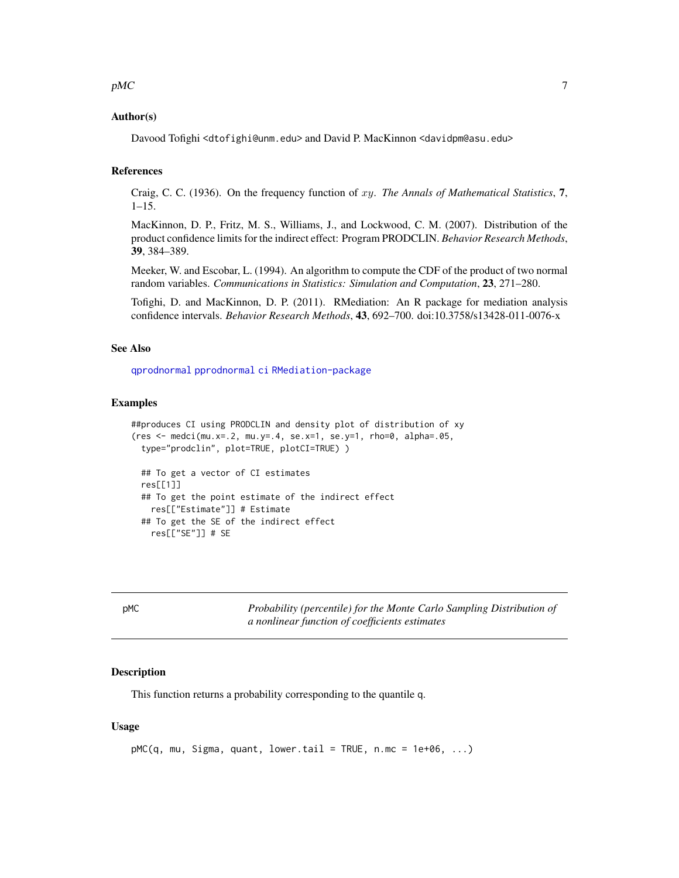### Author(s)

Davood Tofighi <dtofighi@unm.edu> and David P. MacKinnon <davidpm@asu.edu>

### References

Craig, C. C. (1936). On the frequency function of $xy$. *The Annals of Mathematical Statistics*, **7**, 1–15.

MacKinnon, D. P., Fritz, M. S., Williams, J., and Lockwood, C. M. (2007). Distribution of the product confidence limits for the indirect effect: Program PRODCLIN. *Behavior Research Methods*, **39**, 384–389.

Meeker, W. and Escobar, L. (1994). An algorithm to compute the CDF of the product of two normal random variables. *Communications in Statistics: Simulation and Computation*, **23**, 271–280.

Tofighi, D. and MacKinnon, D. P. (2011). RMediation: An R package for mediation analysis confidence intervals. *Behavior Research Methods*, **43**, 692–700. doi:10.3758/s13428-011-0076-x

### See Also

`qprodnormal` `pprodnormal` `ci` `RMediation-package`

### Examples

```
##produces CI using PRODCLIN and density plot of distribution of xy
(res <- medci(mu.x=.2, mu.y=.4, se.x=1, se.y=1, rho=0, alpha=.05,
  type="prodclin", plot=TRUE, plotCI=TRUE) )

  ## To get a vector of CI estimates
  res[[1]]
  ## To get the point estimate of the indirect effect
    res[["Estimate"]] # Estimate
  ## To get the SE of the indirect effect
    res[["SE"]] # SE
```

---

## pMC — *Probability (percentile) for the Monte Carlo Sampling Distribution of a nonlinear function of coefficients estimates*

### Description

This function returns a probability corresponding to the quantile q.

### Usage

```
pMC(q, mu, Sigma, quant, lower.tail = TRUE, n.mc = 1e+06, ...)
```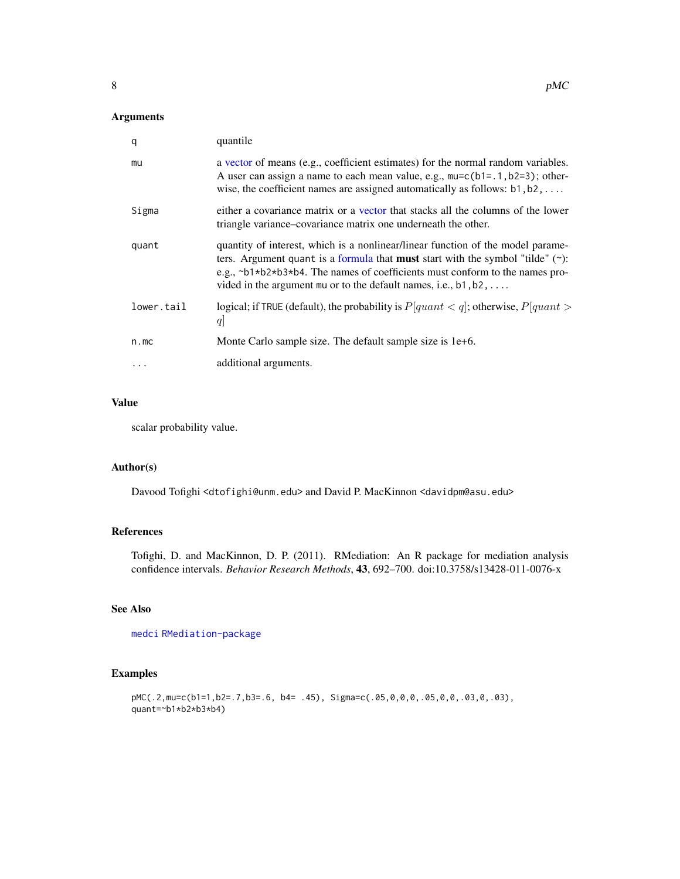## Arguments

| | |
|---|---|
| `q` | quantile |
| `mu` | a vector of means (e.g., coefficient estimates) for the normal random variables. A user can assign a name to each mean value, e.g., `mu=c(b1=.1,b2=3)`; otherwise, the coefficient names are assigned automatically as follows: `b1,b2,...`. |
| `Sigma` | either a covariance matrix or a vector that stacks all the columns of the lower triangle variance–covariance matrix one underneath the other. |
| `quant` | quantity of interest, which is a nonlinear/linear function of the model parameters. Argument `quant` is a formula that **must** start with the symbol "tilde" (~): e.g., `~b1*b2*b3*b4`. The names of coefficients must conform to the names provided in the argument `mu` or to the default names, i.e., `b1,b2,...`. |
| `lower.tail` | logical; if `TRUE` (default), the probability is $P[quant < q]$; otherwise, $P[quant > q]$ |
| `n.mc` | Monte Carlo sample size. The default sample size is 1e+6. |
| `...` | additional arguments. |

## Value

scalar probability value.

## Author(s)

Davood Tofighi <dtofighi@unm.edu> and David P. MacKinnon <davidpm@asu.edu>

## References

Tofighi, D. and MacKinnon, D. P. (2011). RMediation: An R package for mediation analysis confidence intervals. *Behavior Research Methods*, **43**, 692–700. doi:10.3758/s13428-011-0076-x

## See Also

`medci` `RMediation-package`

## Examples

```
pMC(.2,mu=c(b1=1,b2=.7,b3=.6, b4= .45), Sigma=c(.05,0,0,0,.05,0,0,.03,0,.03),
quant=~b1*b2*b3*b4)
```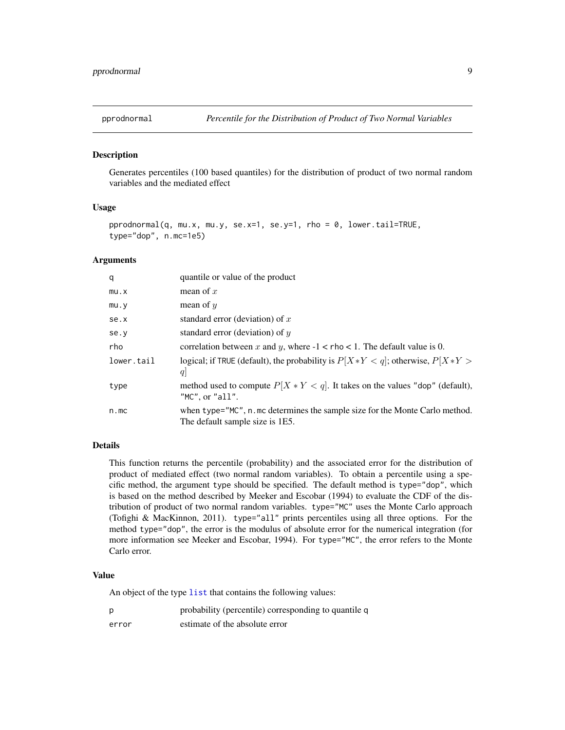## pprodnormal — *Percentile for the Distribution of Product of Two Normal Variables*

### Description

Generates percentiles (100 based quantiles) for the distribution of product of two normal random variables and the mediated effect

### Usage

```
pprodnormal(q, mu.x, mu.y, se.x=1, se.y=1, rho = 0, lower.tail=TRUE,
type="dop", n.mc=1e5)
```

### Arguments

| | |
|---|---|
| q | quantile or value of the product |
| mu.x | mean of $x$ |
| mu.y | mean of $y$ |
| se.x | standard error (deviation) of $x$ |
| se.y | standard error (deviation) of $y$ |
| rho | correlation between $x$ and $y$, where -1 < rho < 1. The default value is 0. |
| lower.tail | logical; if TRUE (default), the probability is $P[X*Y < q]$; otherwise, $P[X*Y > q]$ |
| type | method used to compute $P[X*Y < q]$. It takes on the values "dop" (default), "MC", or "all". |
| n.mc | when type="MC", n.mc determines the sample size for the Monte Carlo method. The default sample size is 1E5. |

### Details

This function returns the percentile (probability) and the associated error for the distribution of product of mediated effect (two normal random variables). To obtain a percentile using a specific method, the argument type should be specified. The default method is type="dop", which is based on the method described by Meeker and Escobar (1994) to evaluate the CDF of the distribution of product of two normal random variables. type="MC" uses the Monte Carlo approach (Tofighi & MacKinnon, 2011). type="all" prints percentiles using all three options. For the method type="dop", the error is the modulus of absolute error for the numerical integration (for more information see Meeker and Escobar, 1994). For type="MC", the error refers to the Monte Carlo error.

### Value

An object of the type list that contains the following values:

| | |
|---|---|
| p | probability (percentile) corresponding to quantile q |
| error | estimate of the absolute error |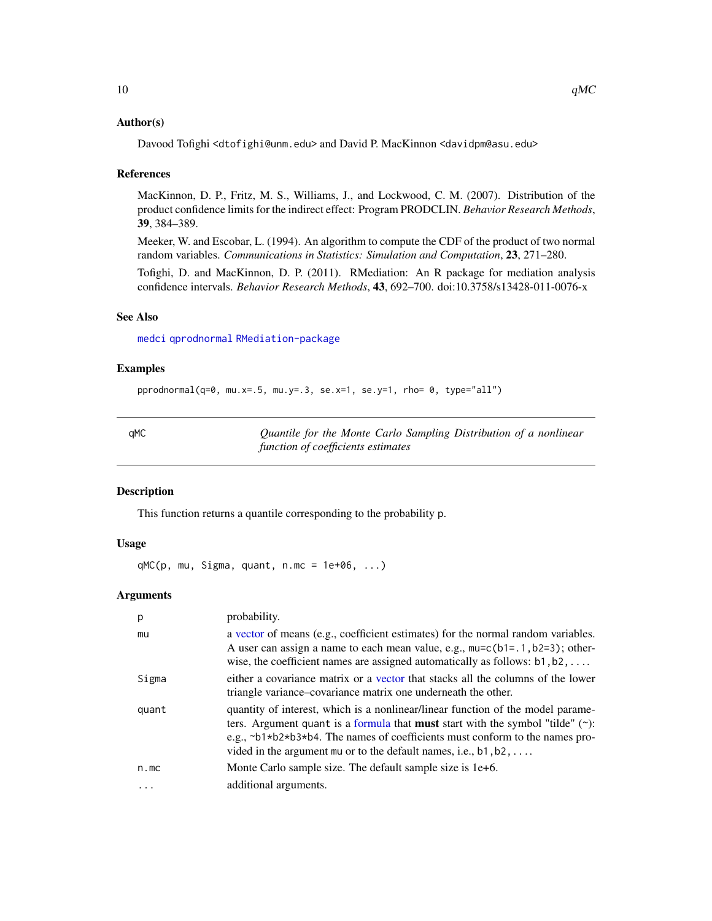### Author(s)

Davood Tofighi <dtofighi@unm.edu> and David P. MacKinnon <davidpm@asu.edu>

### References

MacKinnon, D. P., Fritz, M. S., Williams, J., and Lockwood, C. M. (2007). Distribution of the product confidence limits for the indirect effect: Program PRODCLIN. *Behavior Research Methods*, **39**, 384–389.

Meeker, W. and Escobar, L. (1994). An algorithm to compute the CDF of the product of two normal random variables. *Communications in Statistics: Simulation and Computation*, **23**, 271–280.

Tofighi, D. and MacKinnon, D. P. (2011). RMediation: An R package for mediation analysis confidence intervals. *Behavior Research Methods*, **43**, 692–700. doi:10.3758/s13428-011-0076-x

### See Also

medci qprodnormal RMediation-package

### Examples

```
pprodnormal(q=0, mu.x=.5, mu.y=.3, se.x=1, se.y=1, rho= 0, type="all")
```

---

## qMC — *Quantile for the Monte Carlo Sampling Distribution of a nonlinear function of coefficients estimates*

### Description

This function returns a quantile corresponding to the probability p.

### Usage

```
qMC(p, mu, Sigma, quant, n.mc = 1e+06, ...)
```

### Arguments

| | |
|---|---|
| p | probability. |
| mu | a vector of means (e.g., coefficient estimates) for the normal random variables. A user can assign a name to each mean value, e.g., mu=c(b1=.1,b2=3); otherwise, the coefficient names are assigned automatically as follows: b1,b2,.... |
| Sigma | either a covariance matrix or a vector that stacks all the columns of the lower triangle variance–covariance matrix one underneath the other. |
| quant | quantity of interest, which is a nonlinear/linear function of the model parameters. Argument quant is a formula that **must** start with the symbol "tilde" (~): e.g., ~b1*b2*b3*b4. The names of coefficients must conform to the names provided in the argument mu or to the default names, i.e., b1,b2,.... |
| n.mc | Monte Carlo sample size. The default sample size is 1e+6. |
| ... | additional arguments. |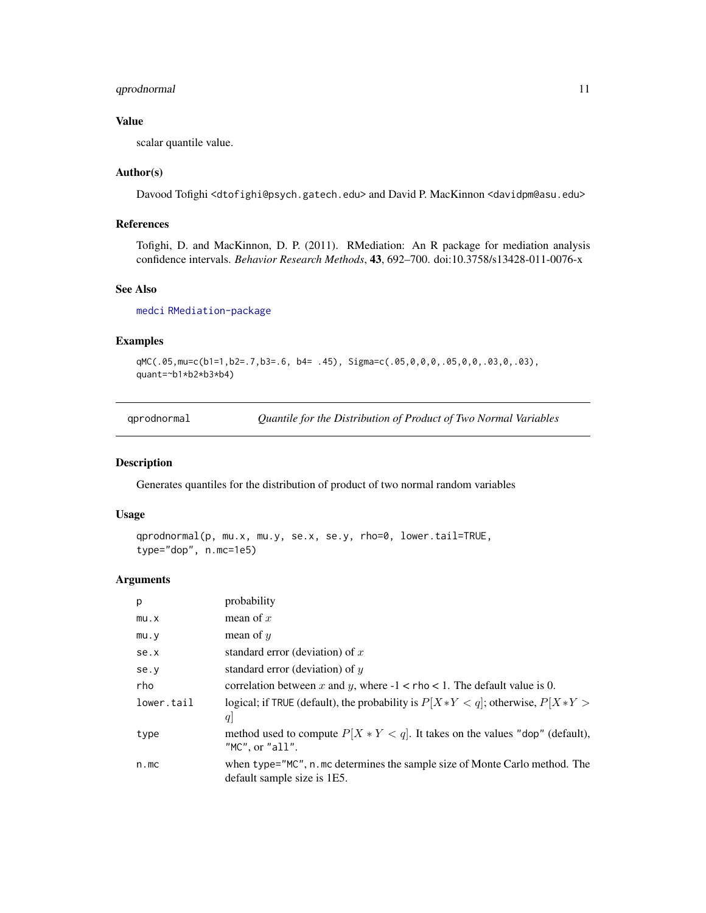### Value

scalar quantile value.

### Author(s)

Davood Tofighi <dtofighi@psych.gatech.edu> and David P. MacKinnon <davidpm@asu.edu>

### References

Tofighi, D. and MacKinnon, D. P. (2011). RMediation: An R package for mediation analysis confidence intervals. *Behavior Research Methods*, **43**, 692–700. doi:10.3758/s13428-011-0076-x

### See Also

medci RMediation-package

### Examples

```
qMC(.05,mu=c(b1=1,b2=.7,b3=.6, b4= .45), Sigma=c(.05,0,0,0,.05,0,0,.03,0,.03),
quant=~b1*b2*b3*b4)
```

---

## qprodnormal — *Quantile for the Distribution of Product of Two Normal Variables*

---

### Description

Generates quantiles for the distribution of product of two normal random variables

### Usage

```
qprodnormal(p, mu.x, mu.y, se.x, se.y, rho=0, lower.tail=TRUE,
type="dop", n.mc=1e5)
```

### Arguments

| | |
|---|---|
| p | probability |
| mu.x | mean of $x$ |
| mu.y | mean of $y$ |
| se.x | standard error (deviation) of $x$ |
| se.y | standard error (deviation) of $y$ |
| rho | correlation between $x$ and $y$, where -1 < rho < 1. The default value is 0. |
| lower.tail | logical; if TRUE (default), the probability is $P[X*Y < q]$; otherwise, $P[X*Y > q]$ |
| type | method used to compute $P[X * Y < q]$. It takes on the values "dop" (default), "MC", or "all". |
| n.mc | when type="MC", n.mc determines the sample size of Monte Carlo method. The default sample size is 1E5. |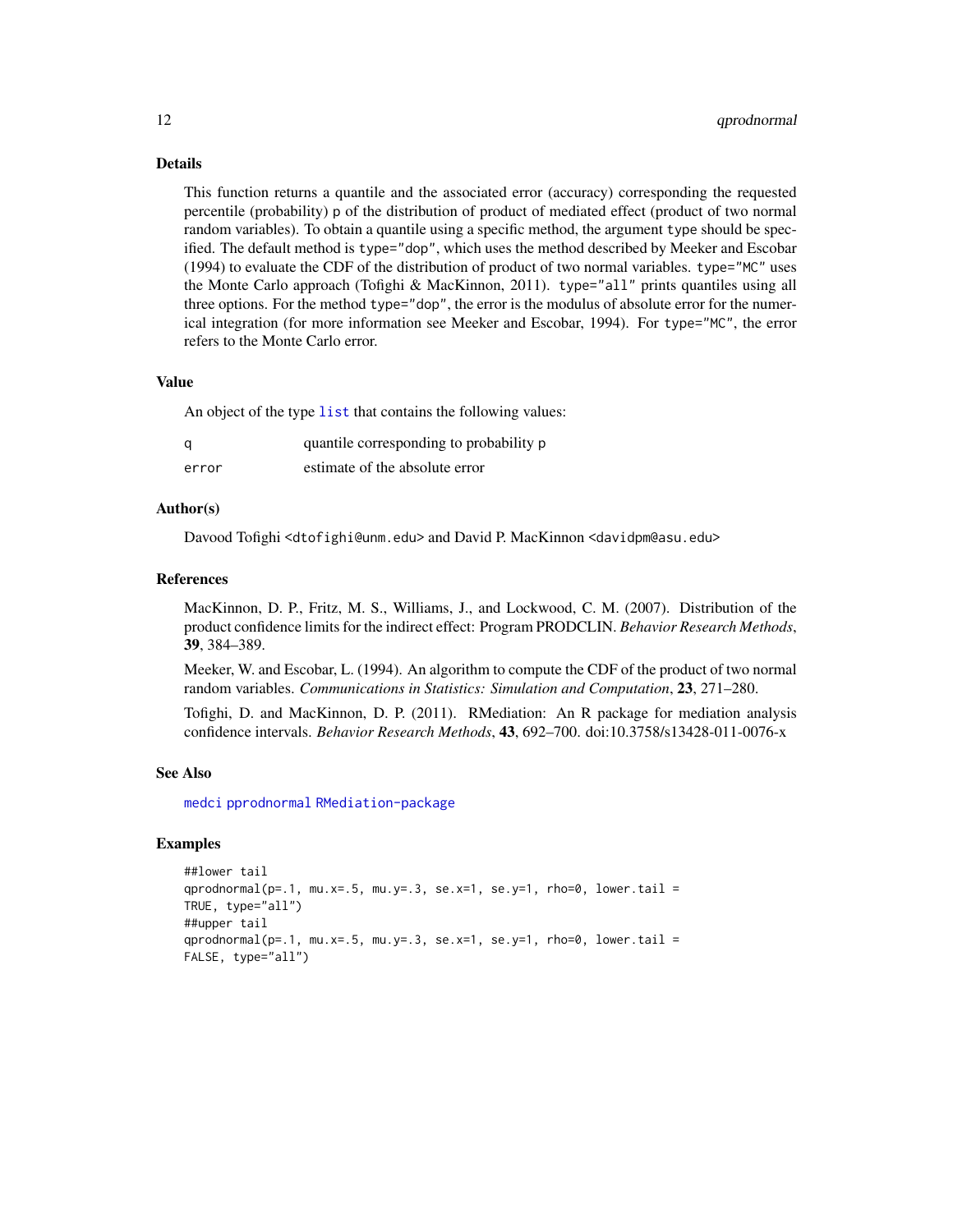## Details

This function returns a quantile and the associated error (accuracy) corresponding the requested percentile (probability) `p` of the distribution of product of mediated effect (product of two normal random variables). To obtain a quantile using a specific method, the argument `type` should be specified. The default method is `type="dop"`, which uses the method described by Meeker and Escobar (1994) to evaluate the CDF of the distribution of product of two normal variables. `type="MC"` uses the Monte Carlo approach (Tofighi & MacKinnon, 2011). `type="all"` prints quantiles using all three options. For the method `type="dop"`, the error is the modulus of absolute error for the numerical integration (for more information see Meeker and Escobar, 1994). For `type="MC"`, the error refers to the Monte Carlo error.

## Value

An object of the type `list` that contains the following values:

| | |
|---|---|
| `q` | quantile corresponding to probability p |
| `error` | estimate of the absolute error |

## Author(s)

Davood Tofighi <dtofighi@unm.edu> and David P. MacKinnon <davidpm@asu.edu>

## References

MacKinnon, D. P., Fritz, M. S., Williams, J., and Lockwood, C. M. (2007). Distribution of the product confidence limits for the indirect effect: Program PRODCLIN. *Behavior Research Methods*, **39**, 384–389.

Meeker, W. and Escobar, L. (1994). An algorithm to compute the CDF of the product of two normal random variables. *Communications in Statistics: Simulation and Computation*, **23**, 271–280.

Tofighi, D. and MacKinnon, D. P. (2011). RMediation: An R package for mediation analysis confidence intervals. *Behavior Research Methods*, **43**, 692–700. doi:10.3758/s13428-011-0076-x

## See Also

`medci` `pprodnormal` `RMediation-package`

## Examples

```
##lower tail
qprodnormal(p=.1, mu.x=.5, mu.y=.3, se.x=1, se.y=1, rho=0, lower.tail =
TRUE, type="all")
##upper tail
qprodnormal(p=.1, mu.x=.5, mu.y=.3, se.x=1, se.y=1, rho=0, lower.tail =
FALSE, type="all")
```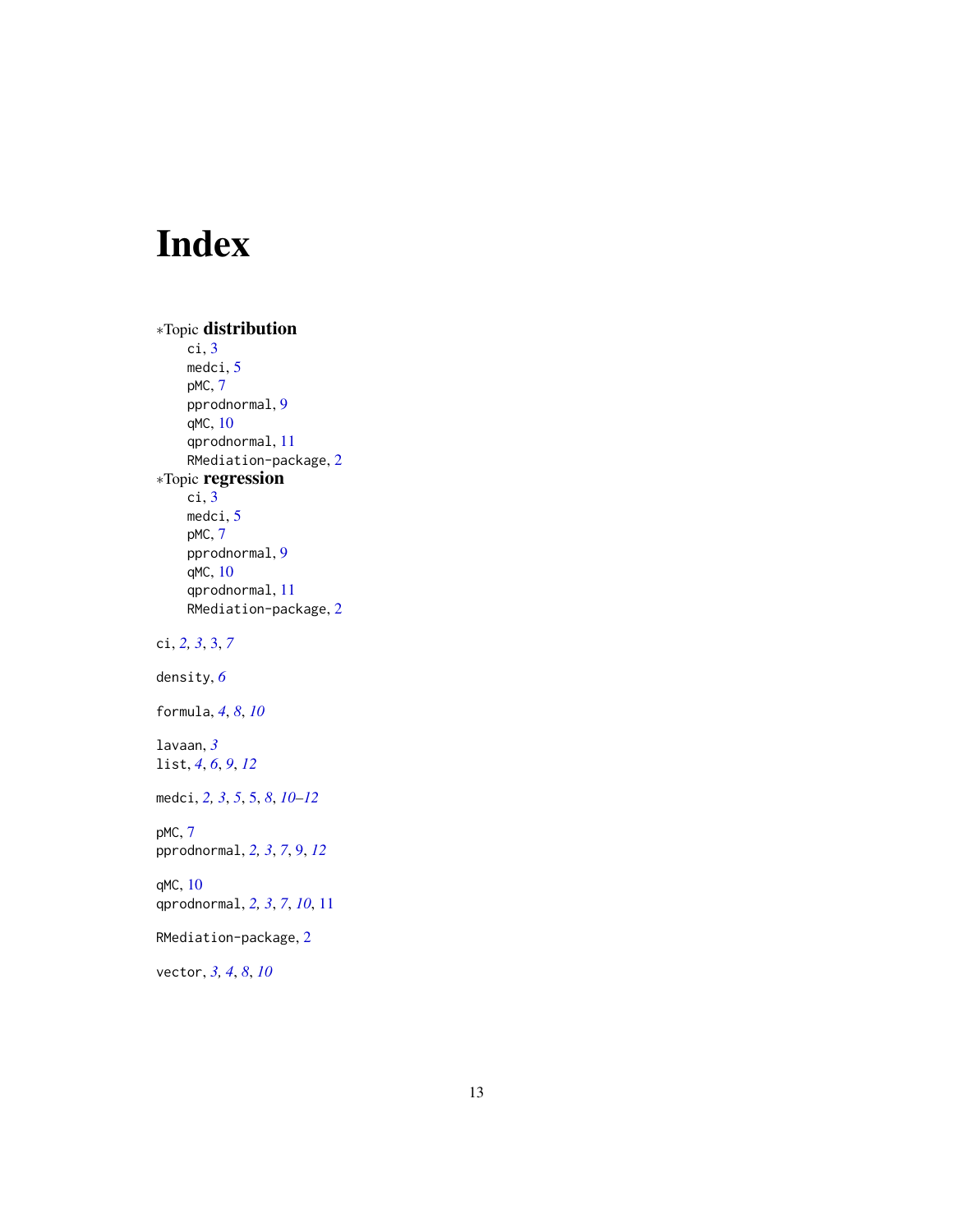# Index

∗Topic **distribution**

- ci, 3
- medci, 5
- pMC, 7
- pprodnormal, 9
- qMC, 10
- qprodnormal, 11
- RMediation-package, 2

∗Topic **regression**

- ci, 3
- medci, 5
- pMC, 7
- pprodnormal, 9
- qMC, 10
- qprodnormal, 11
- RMediation-package, 2

ci, *2, 3*, 3, *7*

density, *6*

formula, *4*, *8*, *10*

lavaan, *3*
list, *4*, *6*, *9*, *12*

medci, *2, 3*, *5*, 5, *8*, *10–12*

pMC, 7
pprodnormal, *2, 3*, *7*, 9, *12*

qMC, 10
qprodnormal, *2, 3*, *7*, *10*, 11

RMediation-package, 2

vector, *3, 4*, *8*, *10*